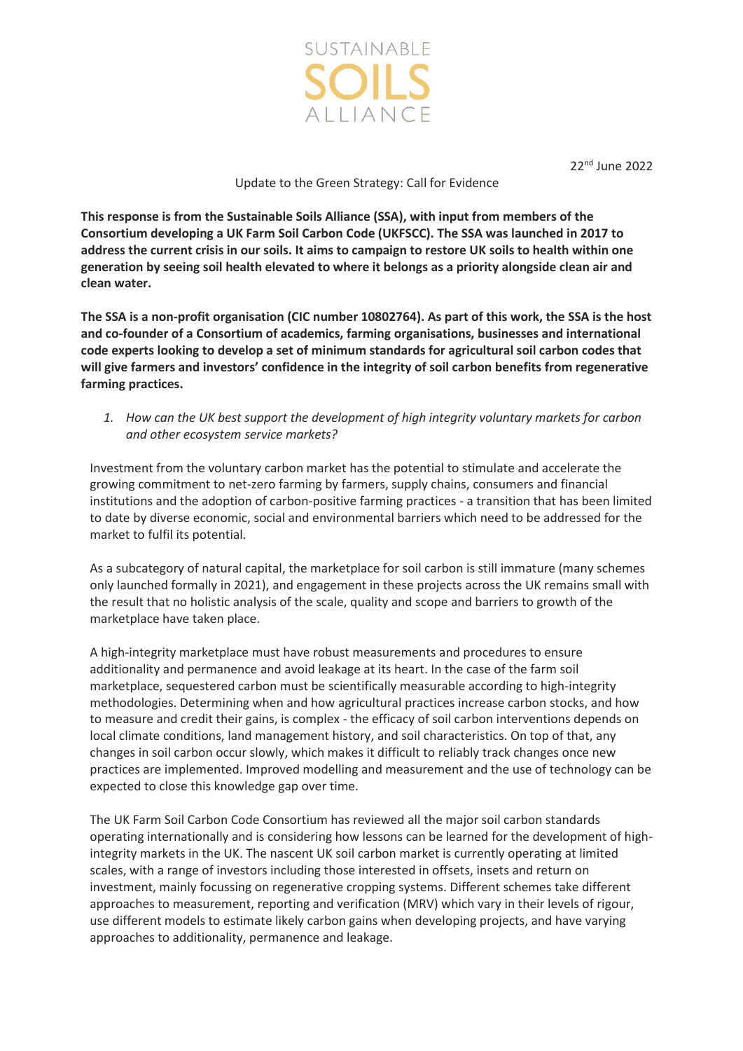SUSTAINABLE SOILS ALLIANCE

22nd June 2022

Update to the Green Strategy: Call for Evidence

**This response is from the Sustainable Soils Alliance (SSA), with input from members of the Consortium developing a UK Farm Soil Carbon Code (UKFSCC). The SSA was launched in 2017 to address the current crisis in our soils. It aims to campaign to restore UK soils to health within one generation by seeing soil health elevated to where it belongs as a priority alongside clean air and clean water.**

**The SSA is a non-profit organisation (CIC number 10802764). As part of this work, the SSA is the host and co-founder of a Consortium of academics, farming organisations, businesses and international code experts looking to develop a set of minimum standards for agricultural soil carbon codes that will give farmers and investors' confidence in the integrity of soil carbon benefits from regenerative farming practices.**

1. *How can the UK best support the development of high integrity voluntary markets for carbon and other ecosystem service markets?*

Investment from the voluntary carbon market has the potential to stimulate and accelerate the growing commitment to net-zero farming by farmers, supply chains, consumers and financial institutions and the adoption of carbon-positive farming practices - a transition that has been limited to date by diverse economic, social and environmental barriers which need to be addressed for the market to fulfil its potential.

As a subcategory of natural capital, the marketplace for soil carbon is still immature (many schemes only launched formally in 2021), and engagement in these projects across the UK remains small with the result that no holistic analysis of the scale, quality and scope and barriers to growth of the marketplace have taken place.

A high-integrity marketplace must have robust measurements and procedures to ensure additionality and permanence and avoid leakage at its heart. In the case of the farm soil marketplace, sequestered carbon must be scientifically measurable according to high-integrity methodologies. Determining when and how agricultural practices increase carbon stocks, and how to measure and credit their gains, is complex - the efficacy of soil carbon interventions depends on local climate conditions, land management history, and soil characteristics. On top of that, any changes in soil carbon occur slowly, which makes it difficult to reliably track changes once new practices are implemented. Improved modelling and measurement and the use of technology can be expected to close this knowledge gap over time.

The UK Farm Soil Carbon Code Consortium has reviewed all the major soil carbon standards operating internationally and is considering how lessons can be learned for the development of high-integrity markets in the UK. The nascent UK soil carbon market is currently operating at limited scales, with a range of investors including those interested in offsets, insets and return on investment, mainly focussing on regenerative cropping systems. Different schemes take different approaches to measurement, reporting and verification (MRV) which vary in their levels of rigour, use different models to estimate likely carbon gains when developing projects, and have varying approaches to additionality, permanence and leakage.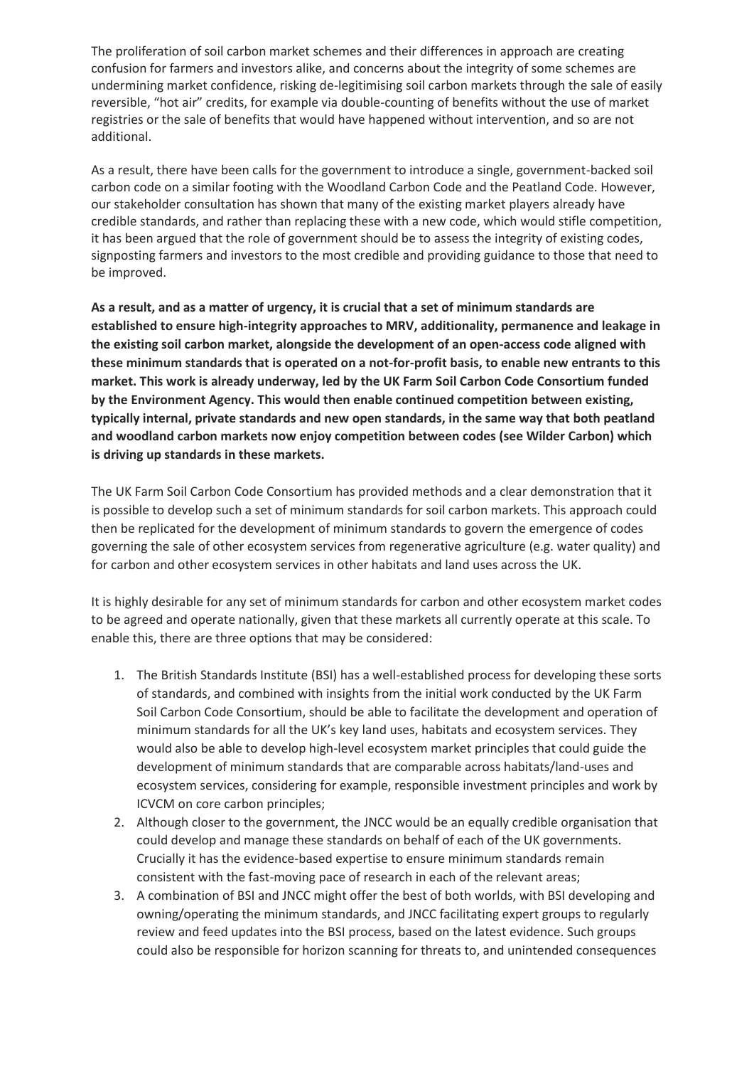The proliferation of soil carbon market schemes and their differences in approach are creating confusion for farmers and investors alike, and concerns about the integrity of some schemes are undermining market confidence, risking de-legitimising soil carbon markets through the sale of easily reversible, "hot air" credits, for example via double-counting of benefits without the use of market registries or the sale of benefits that would have happened without intervention, and so are not additional.

As a result, there have been calls for the government to introduce a single, government-backed soil carbon code on a similar footing with the Woodland Carbon Code and the Peatland Code. However, our stakeholder consultation has shown that many of the existing market players already have credible standards, and rather than replacing these with a new code, which would stifle competition, it has been argued that the role of government should be to assess the integrity of existing codes, signposting farmers and investors to the most credible and providing guidance to those that need to be improved.

**As a result, and as a matter of urgency, it is crucial that a set of minimum standards are established to ensure high-integrity approaches to MRV, additionality, permanence and leakage in the existing soil carbon market, alongside the development of an open-access code aligned with these minimum standards that is operated on a not-for-profit basis, to enable new entrants to this market. This work is already underway, led by the UK Farm Soil Carbon Code Consortium funded by the Environment Agency. This would then enable continued competition between existing, typically internal, private standards and new open standards, in the same way that both peatland and woodland carbon markets now enjoy competition between codes (see Wilder Carbon) which is driving up standards in these markets.**

The UK Farm Soil Carbon Code Consortium has provided methods and a clear demonstration that it is possible to develop such a set of minimum standards for soil carbon markets. This approach could then be replicated for the development of minimum standards to govern the emergence of codes governing the sale of other ecosystem services from regenerative agriculture (e.g. water quality) and for carbon and other ecosystem services in other habitats and land uses across the UK.

It is highly desirable for any set of minimum standards for carbon and other ecosystem market codes to be agreed and operate nationally, given that these markets all currently operate at this scale. To enable this, there are three options that may be considered:

1. The British Standards Institute (BSI) has a well-established process for developing these sorts of standards, and combined with insights from the initial work conducted by the UK Farm Soil Carbon Code Consortium, should be able to facilitate the development and operation of minimum standards for all the UK's key land uses, habitats and ecosystem services. They would also be able to develop high-level ecosystem market principles that could guide the development of minimum standards that are comparable across habitats/land-uses and ecosystem services, considering for example, responsible investment principles and work by ICVCM on core carbon principles;
2. Although closer to the government, the JNCC would be an equally credible organisation that could develop and manage these standards on behalf of each of the UK governments. Crucially it has the evidence-based expertise to ensure minimum standards remain consistent with the fast-moving pace of research in each of the relevant areas;
3. A combination of BSI and JNCC might offer the best of both worlds, with BSI developing and owning/operating the minimum standards, and JNCC facilitating expert groups to regularly review and feed updates into the BSI process, based on the latest evidence. Such groups could also be responsible for horizon scanning for threats to, and unintended consequences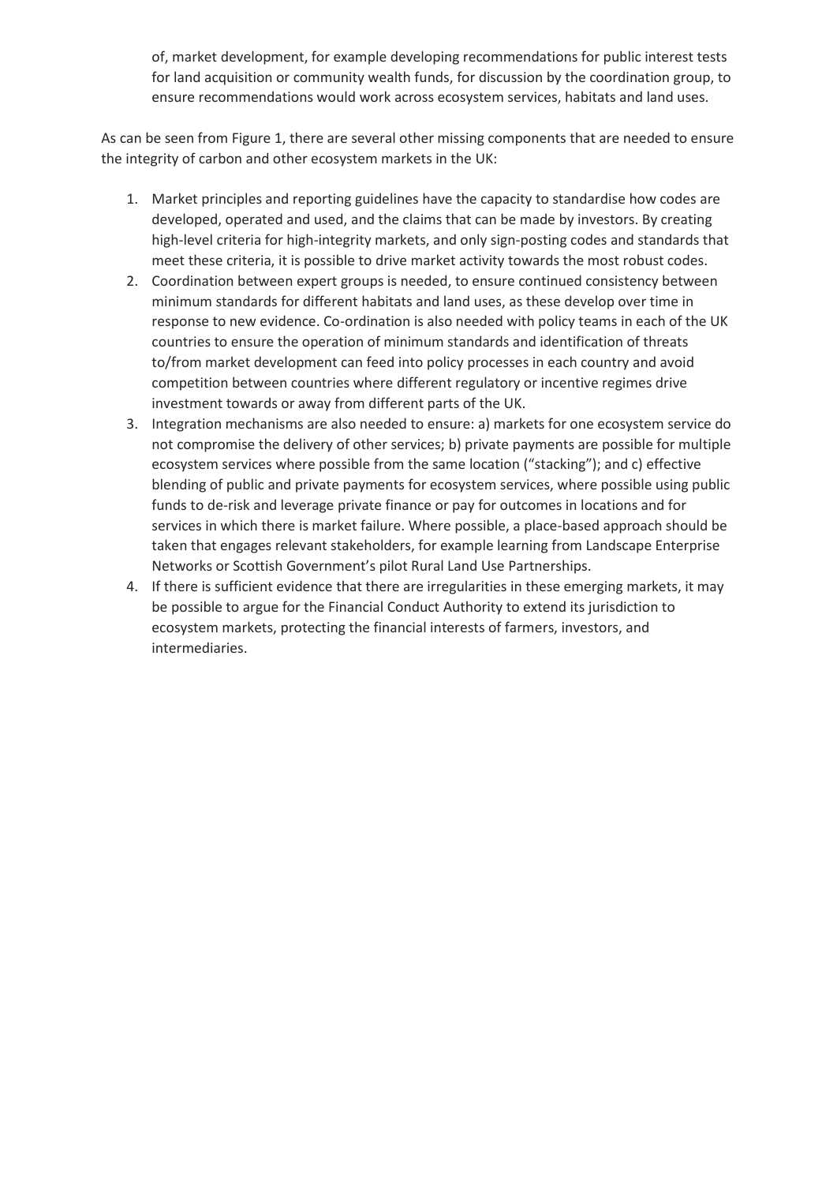of, market development, for example developing recommendations for public interest tests for land acquisition or community wealth funds, for discussion by the coordination group, to ensure recommendations would work across ecosystem services, habitats and land uses.

As can be seen from Figure 1, there are several other missing components that are needed to ensure the integrity of carbon and other ecosystem markets in the UK:

1. Market principles and reporting guidelines have the capacity to standardise how codes are developed, operated and used, and the claims that can be made by investors. By creating high-level criteria for high-integrity markets, and only sign-posting codes and standards that meet these criteria, it is possible to drive market activity towards the most robust codes.
2. Coordination between expert groups is needed, to ensure continued consistency between minimum standards for different habitats and land uses, as these develop over time in response to new evidence. Co-ordination is also needed with policy teams in each of the UK countries to ensure the operation of minimum standards and identification of threats to/from market development can feed into policy processes in each country and avoid competition between countries where different regulatory or incentive regimes drive investment towards or away from different parts of the UK.
3. Integration mechanisms are also needed to ensure: a) markets for one ecosystem service do not compromise the delivery of other services; b) private payments are possible for multiple ecosystem services where possible from the same location ("stacking"); and c) effective blending of public and private payments for ecosystem services, where possible using public funds to de-risk and leverage private finance or pay for outcomes in locations and for services in which there is market failure. Where possible, a place-based approach should be taken that engages relevant stakeholders, for example learning from Landscape Enterprise Networks or Scottish Government's pilot Rural Land Use Partnerships.
4. If there is sufficient evidence that there are irregularities in these emerging markets, it may be possible to argue for the Financial Conduct Authority to extend its jurisdiction to ecosystem markets, protecting the financial interests of farmers, investors, and intermediaries.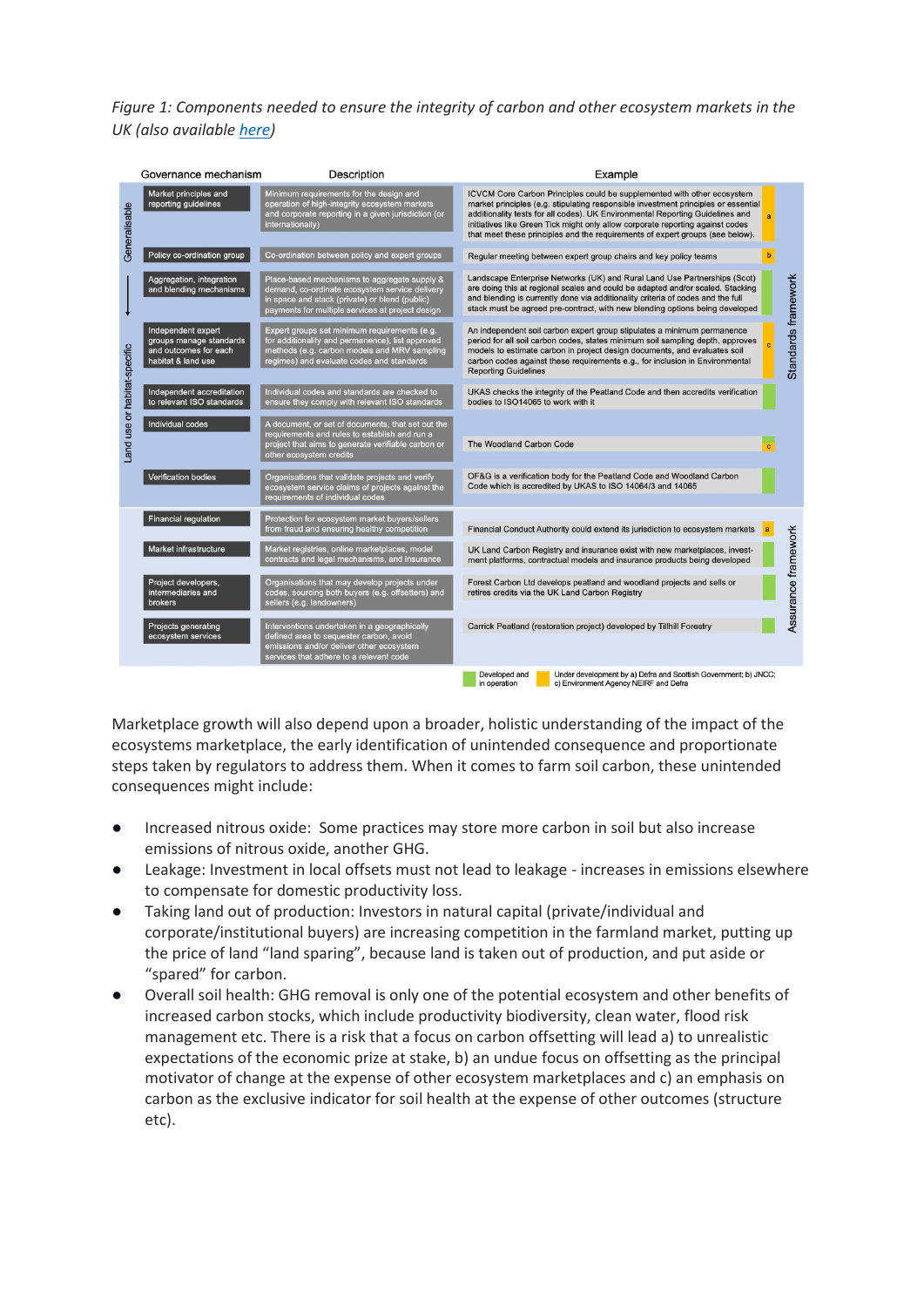*Figure 1: Components needed to ensure the integrity of carbon and other ecosystem markets in the UK (also available [here](#))*

| | Governance mechanism | Description | Example | Status | |
|---|---|---|---|---|---|
| Generalisable | Market principles and reporting guidelines | Minimum requirements for the design and operation of high-integrity ecosystem markets and corporate reporting in a given jurisdiction (or internationally) | ICVCM Core Carbon Principles could be supplemented with other ecosystem market principles (e.g. stipulating responsible investment principles or essential additionality tests for all codes). UK Environmental Reporting Guidelines and initiatives like Green Tick might only allow corporate reporting against codes that meet these principles and the requirements of expert groups (see below). | a | Standards framework |
| | Policy co-ordination group | Co-ordination between policy and expert groups | Regular meeting between expert group chairs and key policy teams | b | |
| ↓ | Aggregation, integration and blending mechanisms | Place-based mechanisms to aggregate supply & demand, co-ordinate ecosystem service delivery in space and stack (private) or blend (public) payments for multiple services at project design | Landscape Enterprise Networks (UK) and Rural Land Use Partnerships (Scot) are doing this at regional scales and could be adapted and/or scaled. Stacking and blending is currently done via additionality criteria of codes and the full stack must be agreed pre-contract, with new blending options being developed | Developed and in operation | |
| Land use or habitat-specific | Independent expert groups manage standards and outcomes for each habitat & land use | Expert groups set minimum requirements (e.g. for additionality and permanence), list approved methods (e.g. carbon models and MRV sampling regimes) and evaluate codes and standards | An independent soil carbon expert group stipulates a minimum permanence period for all soil carbon codes, states minimum soil sampling depth, approves models to estimate carbon in project design documents, and evaluates soil carbon codes against these requirements e.g., for inclusion in Environmental Reporting Guidelines | c | |
| | Independent accreditation to relevant ISO standards | Individual codes and standards are checked to ensure they comply with relevant ISO standards | UKAS checks the integrity of the Peatland Code and then accredits verification bodies to ISO14065 to work with it | Developed and in operation | |
| | Individual codes | A document, or set of documents, that set out the requirements and rules to establish and run a project that aims to generate verifiable carbon or other ecosystem credits | The Woodland Carbon Code | c | |
| | Verification bodies | Organisations that validate projects and verify ecosystem service claims of projects against the requirements of individual codes | OF&G is a verification body for the Peatland Code and Woodland Carbon Code which is accredited by UKAS to ISO 14064/3 and 14065 | Developed and in operation | |
| | Financial regulation | Protection for ecosystem market buyers/sellers from fraud and ensuring healthy competition | Financial Conduct Authority could extend its jurisdiction to ecosystem markets | a | Assurance framework |
| | Market infrastructure | Market registries, online marketplaces, model contracts and legal mechanisms, and insurance | UK Land Carbon Registry and insurance exist with new marketplaces, investment platforms, contractual models and insurance products being developed | Developed and in operation | |
| | Project developers, intermediaries and brokers | Organisations that may develop projects under codes, sourcing both buyers (e.g. offsetters) and sellers (e.g. landowners) | Forest Carbon Ltd develops peatland and woodland projects and sells or retires credits via the UK Land Carbon Registry | Developed and in operation | |
| | Projects generating ecosystem services | Interventions undertaken in a geographically defined area to sequester carbon, avoid emissions and/or deliver other ecosystem services that adhere to a relevant code | Carrick Peatland (restoration project) developed by Tillhill Forestry | Developed and in operation | |

Key: Developed and in operation (green); Under development by a) Defra and Scottish Government; b) JNCC; c) Environment Agency NEIRF and Defra (yellow)

Marketplace growth will also depend upon a broader, holistic understanding of the impact of the ecosystems marketplace, the early identification of unintended consequence and proportionate steps taken by regulators to address them. When it comes to farm soil carbon, these unintended consequences might include:

- Increased nitrous oxide: Some practices may store more carbon in soil but also increase emissions of nitrous oxide, another GHG.
- Leakage: Investment in local offsets must not lead to leakage - increases in emissions elsewhere to compensate for domestic productivity loss.
- Taking land out of production: Investors in natural capital (private/individual and corporate/institutional buyers) are increasing competition in the farmland market, putting up the price of land "land sparing", because land is taken out of production, and put aside or "spared" for carbon.
- Overall soil health: GHG removal is only one of the potential ecosystem and other benefits of increased carbon stocks, which include productivity biodiversity, clean water, flood risk management etc. There is a risk that a focus on carbon offsetting will lead a) to unrealistic expectations of the economic prize at stake, b) an undue focus on offsetting as the principal motivator of change at the expense of other ecosystem marketplaces and c) an emphasis on carbon as the exclusive indicator for soil health at the expense of other outcomes (structure etc).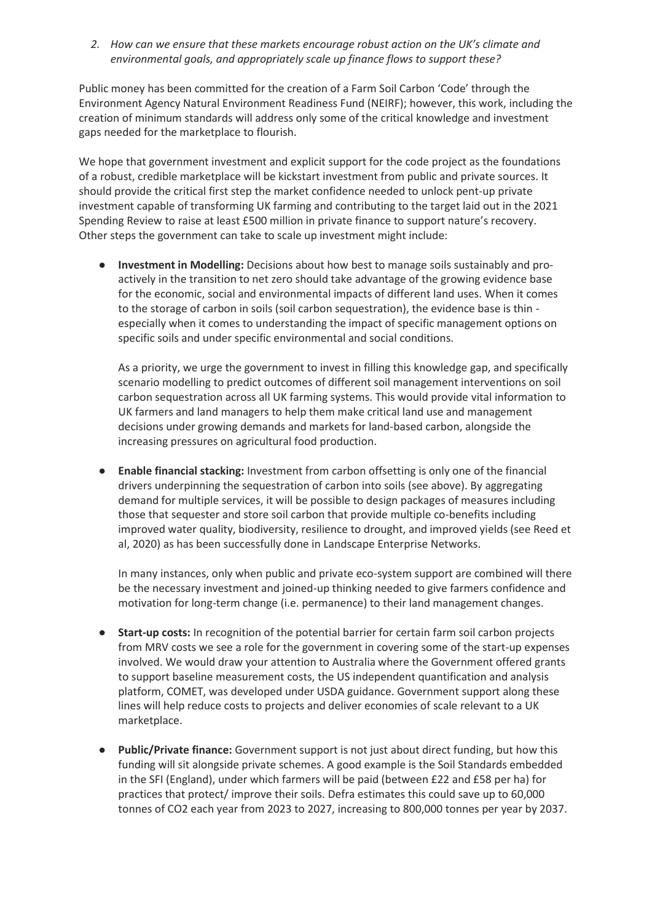*2. How can we ensure that these markets encourage robust action on the UK's climate and environmental goals, and appropriately scale up finance flows to support these?*

Public money has been committed for the creation of a Farm Soil Carbon 'Code' through the Environment Agency Natural Environment Readiness Fund (NEIRF); however, this work, including the creation of minimum standards will address only some of the critical knowledge and investment gaps needed for the marketplace to flourish.

We hope that government investment and explicit support for the code project as the foundations of a robust, credible marketplace will be kickstart investment from public and private sources. It should provide the critical first step the market confidence needed to unlock pent-up private investment capable of transforming UK farming and contributing to the target laid out in the 2021 Spending Review to raise at least £500 million in private finance to support nature's recovery. Other steps the government can take to scale up investment might include:

- **Investment in Modelling:** Decisions about how best to manage soils sustainably and pro-actively in the transition to net zero should take advantage of the growing evidence base for the economic, social and environmental impacts of different land uses. When it comes to the storage of carbon in soils (soil carbon sequestration), the evidence base is thin - especially when it comes to understanding the impact of specific management options on specific soils and under specific environmental and social conditions.

  As a priority, we urge the government to invest in filling this knowledge gap, and specifically scenario modelling to predict outcomes of different soil management interventions on soil carbon sequestration across all UK farming systems. This would provide vital information to UK farmers and land managers to help them make critical land use and management decisions under growing demands and markets for land-based carbon, alongside the increasing pressures on agricultural food production.

- **Enable financial stacking:** Investment from carbon offsetting is only one of the financial drivers underpinning the sequestration of carbon into soils (see above). By aggregating demand for multiple services, it will be possible to design packages of measures including those that sequester and store soil carbon that provide multiple co-benefits including improved water quality, biodiversity, resilience to drought, and improved yields (see Reed et al, 2020) as has been successfully done in Landscape Enterprise Networks.

  In many instances, only when public and private eco-system support are combined will there be the necessary investment and joined-up thinking needed to give farmers confidence and motivation for long-term change (i.e. permanence) to their land management changes.

- **Start-up costs:** In recognition of the potential barrier for certain farm soil carbon projects from MRV costs we see a role for the government in covering some of the start-up expenses involved. We would draw your attention to Australia where the Government offered grants to support baseline measurement costs, the US independent quantification and analysis platform, COMET, was developed under USDA guidance. Government support along these lines will help reduce costs to projects and deliver economies of scale relevant to a UK marketplace.

- **Public/Private finance:** Government support is not just about direct funding, but how this funding will sit alongside private schemes. A good example is the Soil Standards embedded in the SFI (England), under which farmers will be paid (between £22 and £58 per ha) for practices that protect/ improve their soils. Defra estimates this could save up to 60,000 tonnes of $CO_2$ each year from 2023 to 2027, increasing to 800,000 tonnes per year by 2037.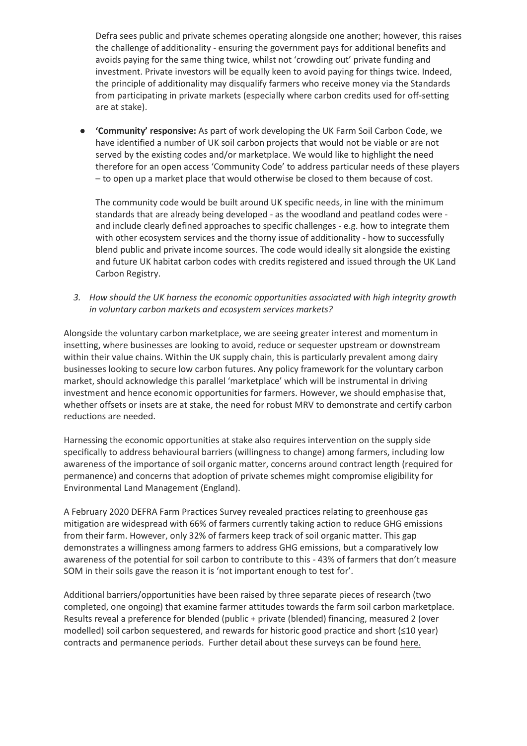Defra sees public and private schemes operating alongside one another; however, this raises the challenge of additionality - ensuring the government pays for additional benefits and avoids paying for the same thing twice, whilst not 'crowding out' private funding and investment. Private investors will be equally keen to avoid paying for things twice. Indeed, the principle of additionality may disqualify farmers who receive money via the Standards from participating in private markets (especially where carbon credits used for off-setting are at stake).

- **'Community' responsive:** As part of work developing the UK Farm Soil Carbon Code, we have identified a number of UK soil carbon projects that would not be viable or are not served by the existing codes and/or marketplace. We would like to highlight the need therefore for an open access 'Community Code' to address particular needs of these players – to open up a market place that would otherwise be closed to them because of cost.

  The community code would be built around UK specific needs, in line with the minimum standards that are already being developed - as the woodland and peatland codes were - and include clearly defined approaches to specific challenges - e.g. how to integrate them with other ecosystem services and the thorny issue of additionality - how to successfully blend public and private income sources. The code would ideally sit alongside the existing and future UK habitat carbon codes with credits registered and issued through the UK Land Carbon Registry.

3. *How should the UK harness the economic opportunities associated with high integrity growth in voluntary carbon markets and ecosystem services markets?*

Alongside the voluntary carbon marketplace, we are seeing greater interest and momentum in insetting, where businesses are looking to avoid, reduce or sequester upstream or downstream within their value chains. Within the UK supply chain, this is particularly prevalent among dairy businesses looking to secure low carbon futures. Any policy framework for the voluntary carbon market, should acknowledge this parallel 'marketplace' which will be instrumental in driving investment and hence economic opportunities for farmers. However, we should emphasise that, whether offsets or insets are at stake, the need for robust MRV to demonstrate and certify carbon reductions are needed.

Harnessing the economic opportunities at stake also requires intervention on the supply side specifically to address behavioural barriers (willingness to change) among farmers, including low awareness of the importance of soil organic matter, concerns around contract length (required for permanence) and concerns that adoption of private schemes might compromise eligibility for Environmental Land Management (England).

A February 2020 DEFRA Farm Practices Survey revealed practices relating to greenhouse gas mitigation are widespread with 66% of farmers currently taking action to reduce GHG emissions from their farm. However, only 32% of farmers keep track of soil organic matter. This gap demonstrates a willingness among farmers to address GHG emissions, but a comparatively low awareness of the potential for soil carbon to contribute to this - 43% of farmers that don't measure SOM in their soils gave the reason it is 'not important enough to test for'.

Additional barriers/opportunities have been raised by three separate pieces of research (two completed, one ongoing) that examine farmer attitudes towards the farm soil carbon marketplace. Results reveal a preference for blended (public + private (blended) financing, measured 2 (over modelled) soil carbon sequestered, and rewards for historic good practice and short (≤10 year) contracts and permanence periods. Further detail about these surveys can be found here.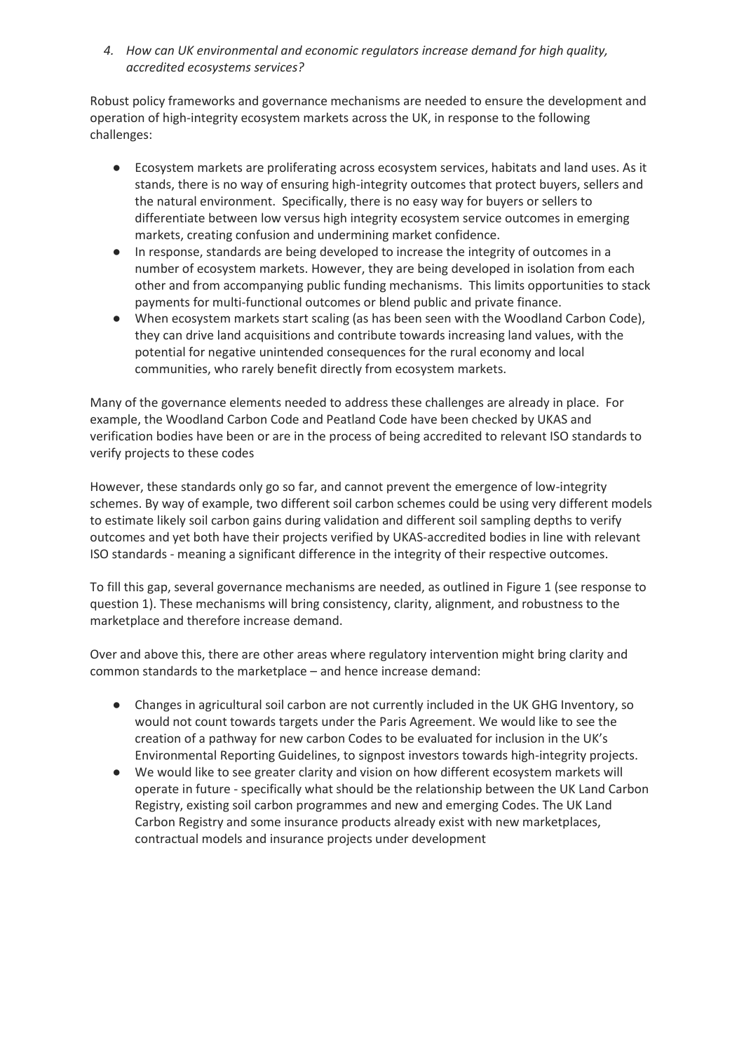*4. How can UK environmental and economic regulators increase demand for high quality, accredited ecosystems services?*

Robust policy frameworks and governance mechanisms are needed to ensure the development and operation of high-integrity ecosystem markets across the UK, in response to the following challenges:

- Ecosystem markets are proliferating across ecosystem services, habitats and land uses. As it stands, there is no way of ensuring high-integrity outcomes that protect buyers, sellers and the natural environment. Specifically, there is no easy way for buyers or sellers to differentiate between low versus high integrity ecosystem service outcomes in emerging markets, creating confusion and undermining market confidence.
- In response, standards are being developed to increase the integrity of outcomes in a number of ecosystem markets. However, they are being developed in isolation from each other and from accompanying public funding mechanisms. This limits opportunities to stack payments for multi-functional outcomes or blend public and private finance.
- When ecosystem markets start scaling (as has been seen with the Woodland Carbon Code), they can drive land acquisitions and contribute towards increasing land values, with the potential for negative unintended consequences for the rural economy and local communities, who rarely benefit directly from ecosystem markets.

Many of the governance elements needed to address these challenges are already in place. For example, the Woodland Carbon Code and Peatland Code have been checked by UKAS and verification bodies have been or are in the process of being accredited to relevant ISO standards to verify projects to these codes

However, these standards only go so far, and cannot prevent the emergence of low-integrity schemes. By way of example, two different soil carbon schemes could be using very different models to estimate likely soil carbon gains during validation and different soil sampling depths to verify outcomes and yet both have their projects verified by UKAS-accredited bodies in line with relevant ISO standards - meaning a significant difference in the integrity of their respective outcomes.

To fill this gap, several governance mechanisms are needed, as outlined in Figure 1 (see response to question 1). These mechanisms will bring consistency, clarity, alignment, and robustness to the marketplace and therefore increase demand.

Over and above this, there are other areas where regulatory intervention might bring clarity and common standards to the marketplace – and hence increase demand:

- Changes in agricultural soil carbon are not currently included in the UK GHG Inventory, so would not count towards targets under the Paris Agreement. We would like to see the creation of a pathway for new carbon Codes to be evaluated for inclusion in the UK's Environmental Reporting Guidelines, to signpost investors towards high-integrity projects.
- We would like to see greater clarity and vision on how different ecosystem markets will operate in future - specifically what should be the relationship between the UK Land Carbon Registry, existing soil carbon programmes and new and emerging Codes. The UK Land Carbon Registry and some insurance products already exist with new marketplaces, contractual models and insurance projects under development